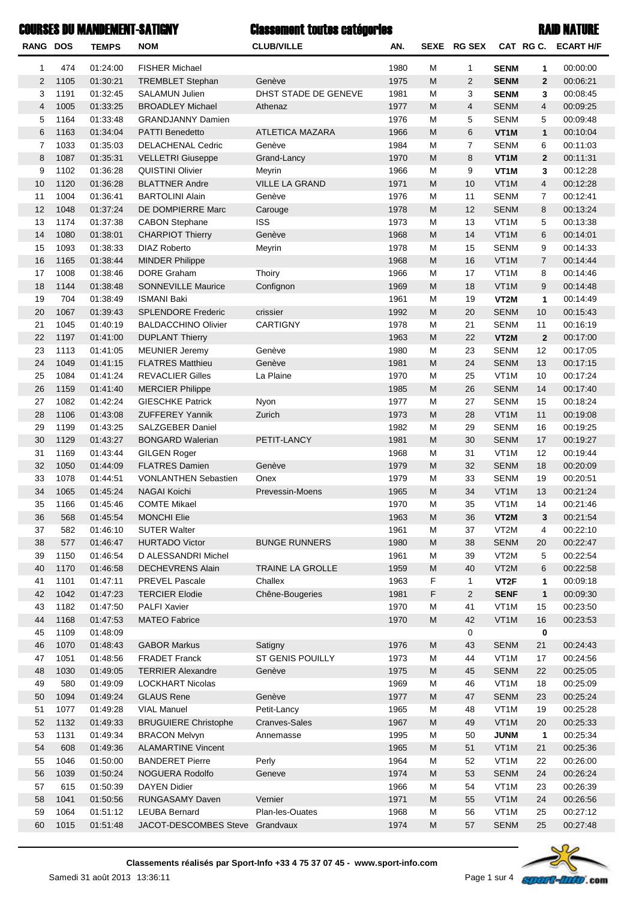# COURSES DU MANDEMENT-SATIGNY

## Classement toutes catégories

## RAID NATURE

| RANG | DOS | TEMPS | NOM | CLUB/VILLE | AN. | SEXE | RG SEX | CAT | RG C. | ECART H/F |
|---|---|---|---|---|---|---|---|---|---|---|
| 1 | 474 | 01:24:00 | FISHER Michael | | 1980 | M | 1 | **SENM** | **1** | 00:00:00 |
| 2 | 1105 | 01:30:21 | TREMBLET Stephan | Genève | 1975 | M | 2 | **SENM** | **2** | 00:06:21 |
| 3 | 1191 | 01:32:45 | SALAMUN Julien | DHST STADE DE GENEVE | 1981 | M | 3 | **SENM** | **3** | 00:08:45 |
| 4 | 1005 | 01:33:25 | BROADLEY Michael | Athenaz | 1977 | M | 4 | SENM | 4 | 00:09:25 |
| 5 | 1164 | 01:33:48 | GRANDJANNY Damien | | 1976 | M | 5 | SENM | 5 | 00:09:48 |
| 6 | 1163 | 01:34:04 | PATTI Benedetto | ATLETICA MAZARA | 1966 | M | 6 | **VT1M** | **1** | 00:10:04 |
| 7 | 1033 | 01:35:03 | DELACHENAL Cedric | Genève | 1984 | M | 7 | SENM | 6 | 00:11:03 |
| 8 | 1087 | 01:35:31 | VELLETRI Giuseppe | Grand-Lancy | 1970 | M | 8 | **VT1M** | **2** | 00:11:31 |
| 9 | 1102 | 01:36:28 | QUISTINI Olivier | Meyrin | 1966 | M | 9 | **VT1M** | **3** | 00:12:28 |
| 10 | 1120 | 01:36:28 | BLATTNER Andre | VILLE LA GRAND | 1971 | M | 10 | VT1M | 4 | 00:12:28 |
| 11 | 1004 | 01:36:41 | BARTOLINI Alain | Genève | 1976 | M | 11 | SENM | 7 | 00:12:41 |
| 12 | 1048 | 01:37:24 | DE DOMPIERRE Marc | Carouge | 1978 | M | 12 | SENM | 8 | 00:13:24 |
| 13 | 1174 | 01:37:38 | CABON Stephane | ISS | 1973 | M | 13 | VT1M | 5 | 00:13:38 |
| 14 | 1080 | 01:38:01 | CHARPIOT Thierry | Genève | 1968 | M | 14 | VT1M | 6 | 00:14:01 |
| 15 | 1093 | 01:38:33 | DIAZ Roberto | Meyrin | 1978 | M | 15 | SENM | 9 | 00:14:33 |
| 16 | 1165 | 01:38:44 | MINDER Philippe | | 1968 | M | 16 | VT1M | 7 | 00:14:44 |
| 17 | 1008 | 01:38:46 | DORE Graham | Thoiry | 1966 | M | 17 | VT1M | 8 | 00:14:46 |
| 18 | 1144 | 01:38:48 | SONNEVILLE Maurice | Confignon | 1969 | M | 18 | VT1M | 9 | 00:14:48 |
| 19 | 704 | 01:38:49 | ISMANI Baki | | 1961 | M | 19 | **VT2M** | **1** | 00:14:49 |
| 20 | 1067 | 01:39:43 | SPLENDORE Frederic | crissier | 1992 | M | 20 | SENM | 10 | 00:15:43 |
| 21 | 1045 | 01:40:19 | BALDACCHINO Olivier | CARTIGNY | 1978 | M | 21 | SENM | 11 | 00:16:19 |
| 22 | 1197 | 01:41:00 | DUPLANT Thierry | | 1963 | M | 22 | **VT2M** | **2** | 00:17:00 |
| 23 | 1113 | 01:41:05 | MEUNIER Jeremy | Genève | 1980 | M | 23 | SENM | 12 | 00:17:05 |
| 24 | 1049 | 01:41:15 | FLATRES Matthieu | Genève | 1981 | M | 24 | SENM | 13 | 00:17:15 |
| 25 | 1084 | 01:41:24 | REVACLIER Gilles | La Plaine | 1970 | M | 25 | VT1M | 10 | 00:17:24 |
| 26 | 1159 | 01:41:40 | MERCIER Philippe | | 1985 | M | 26 | SENM | 14 | 00:17:40 |
| 27 | 1082 | 01:42:24 | GIESCHKE Patrick | Nyon | 1977 | M | 27 | SENM | 15 | 00:18:24 |
| 28 | 1106 | 01:43:08 | ZUFFEREY Yannik | Zurich | 1973 | M | 28 | VT1M | 11 | 00:19:08 |
| 29 | 1199 | 01:43:25 | SALZGEBER Daniel | | 1982 | M | 29 | SENM | 16 | 00:19:25 |
| 30 | 1129 | 01:43:27 | BONGARD Walerian | PETIT-LANCY | 1981 | M | 30 | SENM | 17 | 00:19:27 |
| 31 | 1169 | 01:43:44 | GILGEN Roger | | 1968 | M | 31 | VT1M | 12 | 00:19:44 |
| 32 | 1050 | 01:44:09 | FLATRES Damien | Genève | 1979 | M | 32 | SENM | 18 | 00:20:09 |
| 33 | 1078 | 01:44:51 | VONLANTHEN Sebastien | Onex | 1979 | M | 33 | SENM | 19 | 00:20:51 |
| 34 | 1065 | 01:45:24 | NAGAI Koichi | Prevessin-Moens | 1965 | M | 34 | VT1M | 13 | 00:21:24 |
| 35 | 1166 | 01:45:46 | COMTE Mikael | | 1970 | M | 35 | VT1M | 14 | 00:21:46 |
| 36 | 568 | 01:45:54 | MONCHI Elie | | 1963 | M | 36 | **VT2M** | **3** | 00:21:54 |
| 37 | 582 | 01:46:10 | SUTER Walter | | 1961 | M | 37 | VT2M | 4 | 00:22:10 |
| 38 | 577 | 01:46:47 | HURTADO Victor | BUNGE RUNNERS | 1980 | M | 38 | SENM | 20 | 00:22:47 |
| 39 | 1150 | 01:46:54 | D ALESSANDRI Michel | | 1961 | M | 39 | VT2M | 5 | 00:22:54 |
| 40 | 1170 | 01:46:58 | DECHEVRENS Alain | TRAINE LA GROLLE | 1959 | M | 40 | VT2M | 6 | 00:22:58 |
| 41 | 1101 | 01:47:11 | PREVEL Pascale | Challex | 1963 | F | 1 | **VT2F** | **1** | 00:09:18 |
| 42 | 1042 | 01:47:23 | TERCIER Elodie | Chêne-Bougeries | 1981 | F | 2 | **SENF** | **1** | 00:09:30 |
| 43 | 1182 | 01:47:50 | PALFI Xavier | | 1970 | M | 41 | VT1M | 15 | 00:23:50 |
| 44 | 1168 | 01:47:53 | MATEO Fabrice | | 1970 | M | 42 | VT1M | 16 | 00:23:53 |
| 45 | 1109 | 01:48:09 | | | | | 0 | | **0** | |
| 46 | 1070 | 01:48:43 | GABOR Markus | Satigny | 1976 | M | 43 | SENM | 21 | 00:24:43 |
| 47 | 1051 | 01:48:56 | FRADET Franck | ST GENIS POUILLY | 1973 | M | 44 | VT1M | 17 | 00:24:56 |
| 48 | 1030 | 01:49:05 | TERRIER Alexandre | Genève | 1975 | M | 45 | SENM | 22 | 00:25:05 |
| 49 | 580 | 01:49:09 | LOCKHART Nicolas | | 1969 | M | 46 | VT1M | 18 | 00:25:09 |
| 50 | 1094 | 01:49:24 | GLAUS Rene | Genève | 1977 | M | 47 | SENM | 23 | 00:25:24 |
| 51 | 1077 | 01:49:28 | VIAL Manuel | Petit-Lancy | 1965 | M | 48 | VT1M | 19 | 00:25:28 |
| 52 | 1132 | 01:49:33 | BRUGUIERE Christophe | Cranves-Sales | 1967 | M | 49 | VT1M | 20 | 00:25:33 |
| 53 | 1131 | 01:49:34 | BRACON Melvyn | Annemasse | 1995 | M | 50 | **JUNM** | **1** | 00:25:34 |
| 54 | 608 | 01:49:36 | ALAMARTINE Vincent | | 1965 | M | 51 | VT1M | 21 | 00:25:36 |
| 55 | 1046 | 01:50:00 | BANDERET Pierre | Perly | 1964 | M | 52 | VT1M | 22 | 00:26:00 |
| 56 | 1039 | 01:50:24 | NOGUERA Rodolfo | Geneve | 1974 | M | 53 | SENM | 24 | 00:26:24 |
| 57 | 615 | 01:50:39 | DAYEN Didier | | 1966 | M | 54 | VT1M | 23 | 00:26:39 |
| 58 | 1041 | 01:50:56 | RUNGASAMY Daven | Vernier | 1971 | M | 55 | VT1M | 24 | 00:26:56 |
| 59 | 1064 | 01:51:12 | LEUBA Bernard | Plan-les-Ouates | 1968 | M | 56 | VT1M | 25 | 00:27:12 |
| 60 | 1015 | 01:51:48 | JACOT-DESCOMBES Steve | Grandvaux | 1974 | M | 57 | SENM | 25 | 00:27:48 |

**Classements réalisés par Sport-Info +33 4 75 37 07 45 - www.sport-info.com**

Samedi 31 août 2013 13:36:11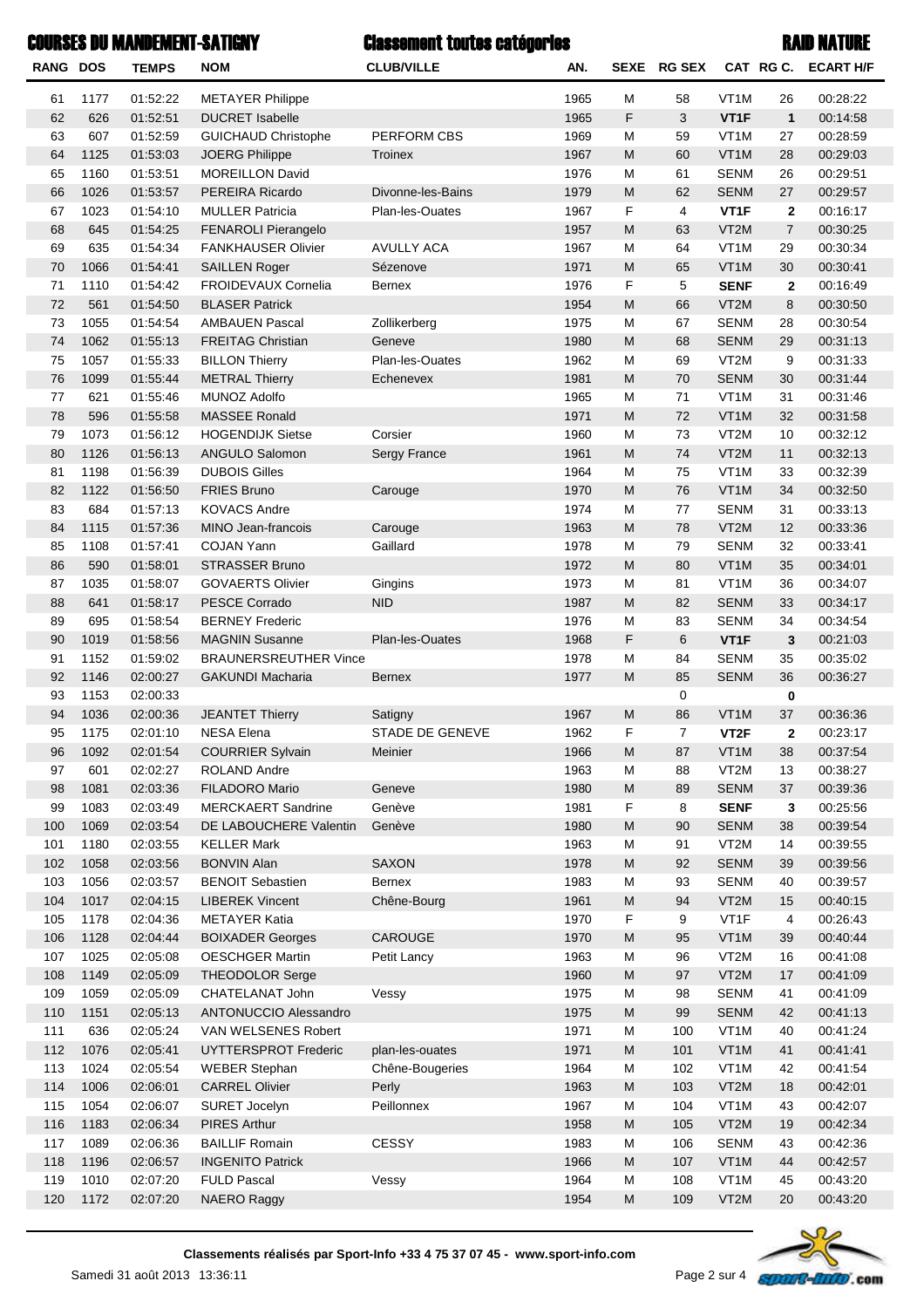# COURSES DU MANDEMENT-SATIGNY

## Classement toutes catégories

## RAID NATURE

| RANG | DOS | TEMPS | NOM | CLUB/VILLE | AN. | SEXE | RG SEX | CAT | RG C. | ECART H/F |
|---|---|---|---|---|---|---|---|---|---|---|
| 61 | 1177 | 01:52:22 | METAYER Philippe | | 1965 | M | 58 | VT1M | 26 | 00:28:22 |
| 62 | 626 | 01:52:51 | DUCRET Isabelle | | 1965 | F | 3 | **VT1F** | **1** | 00:14:58 |
| 63 | 607 | 01:52:59 | GUICHAUD Christophe | PERFORM CBS | 1969 | M | 59 | VT1M | 27 | 00:28:59 |
| 64 | 1125 | 01:53:03 | JOERG Philippe | Troinex | 1967 | M | 60 | VT1M | 28 | 00:29:03 |
| 65 | 1160 | 01:53:51 | MOREILLON David | | 1976 | M | 61 | SENM | 26 | 00:29:51 |
| 66 | 1026 | 01:53:57 | PEREIRA Ricardo | Divonne-les-Bains | 1979 | M | 62 | SENM | 27 | 00:29:57 |
| 67 | 1023 | 01:54:10 | MULLER Patricia | Plan-les-Ouates | 1967 | F | 4 | **VT1F** | **2** | 00:16:17 |
| 68 | 645 | 01:54:25 | FENAROLI Pierangelo | | 1957 | M | 63 | VT2M | 7 | 00:30:25 |
| 69 | 635 | 01:54:34 | FANKHAUSER Olivier | AVULLY ACA | 1967 | M | 64 | VT1M | 29 | 00:30:34 |
| 70 | 1066 | 01:54:41 | SAILLEN Roger | Sézenove | 1971 | M | 65 | VT1M | 30 | 00:30:41 |
| 71 | 1110 | 01:54:42 | FROIDEVAUX Cornelia | Bernex | 1976 | F | 5 | **SENF** | **2** | 00:16:49 |
| 72 | 561 | 01:54:50 | BLASER Patrick | | 1954 | M | 66 | VT2M | 8 | 00:30:50 |
| 73 | 1055 | 01:54:54 | AMBAUEN Pascal | Zollikerberg | 1975 | M | 67 | SENM | 28 | 00:30:54 |
| 74 | 1062 | 01:55:13 | FREITAG Christian | Geneve | 1980 | M | 68 | SENM | 29 | 00:31:13 |
| 75 | 1057 | 01:55:33 | BILLON Thierry | Plan-les-Ouates | 1962 | M | 69 | VT2M | 9 | 00:31:33 |
| 76 | 1099 | 01:55:44 | METRAL Thierry | Echenevex | 1981 | M | 70 | SENM | 30 | 00:31:44 |
| 77 | 621 | 01:55:46 | MUNOZ Adolfo | | 1965 | M | 71 | VT1M | 31 | 00:31:46 |
| 78 | 596 | 01:55:58 | MASSEE Ronald | | 1971 | M | 72 | VT1M | 32 | 00:31:58 |
| 79 | 1073 | 01:56:12 | HOGENDIJK Sietse | Corsier | 1960 | M | 73 | VT2M | 10 | 00:32:12 |
| 80 | 1126 | 01:56:13 | ANGULO Salomon | Sergy France | 1961 | M | 74 | VT2M | 11 | 00:32:13 |
| 81 | 1198 | 01:56:39 | DUBOIS Gilles | | 1964 | M | 75 | VT1M | 33 | 00:32:39 |
| 82 | 1122 | 01:56:50 | FRIES Bruno | Carouge | 1970 | M | 76 | VT1M | 34 | 00:32:50 |
| 83 | 684 | 01:57:13 | KOVACS Andre | | 1974 | M | 77 | SENM | 31 | 00:33:13 |
| 84 | 1115 | 01:57:36 | MINO Jean-francois | Carouge | 1963 | M | 78 | VT2M | 12 | 00:33:36 |
| 85 | 1108 | 01:57:41 | COJAN Yann | Gaillard | 1978 | M | 79 | SENM | 32 | 00:33:41 |
| 86 | 590 | 01:58:01 | STRASSER Bruno | | 1972 | M | 80 | VT1M | 35 | 00:34:01 |
| 87 | 1035 | 01:58:07 | GOVAERTS Olivier | Gingins | 1973 | M | 81 | VT1M | 36 | 00:34:07 |
| 88 | 641 | 01:58:17 | PESCE Corrado | NID | 1987 | M | 82 | SENM | 33 | 00:34:17 |
| 89 | 695 | 01:58:54 | BERNEY Frederic | | 1976 | M | 83 | SENM | 34 | 00:34:54 |
| 90 | 1019 | 01:58:56 | MAGNIN Susanne | Plan-les-Ouates | 1968 | F | 6 | **VT1F** | **3** | 00:21:03 |
| 91 | 1152 | 01:59:02 | BRAUNERSREUTHER Vince | | 1978 | M | 84 | SENM | 35 | 00:35:02 |
| 92 | 1146 | 02:00:27 | GAKUNDI Macharia | Bernex | 1977 | M | 85 | SENM | 36 | 00:36:27 |
| 93 | 1153 | 02:00:33 | | | | | 0 | | **0** | |
| 94 | 1036 | 02:00:36 | JEANTET Thierry | Satigny | 1967 | M | 86 | VT1M | 37 | 00:36:36 |
| 95 | 1175 | 02:01:10 | NESA Elena | STADE DE GENEVE | 1962 | F | 7 | **VT2F** | **2** | 00:23:17 |
| 96 | 1092 | 02:01:54 | COURRIER Sylvain | Meinier | 1966 | M | 87 | VT1M | 38 | 00:37:54 |
| 97 | 601 | 02:02:27 | ROLAND Andre | | 1963 | M | 88 | VT2M | 13 | 00:38:27 |
| 98 | 1081 | 02:03:36 | FILADORO Mario | Geneve | 1980 | M | 89 | SENM | 37 | 00:39:36 |
| 99 | 1083 | 02:03:49 | MERCKAERT Sandrine | Genève | 1981 | F | 8 | **SENF** | **3** | 00:25:56 |
| 100 | 1069 | 02:03:54 | DE LABOUCHERE Valentin | Genève | 1980 | M | 90 | SENM | 38 | 00:39:54 |
| 101 | 1180 | 02:03:55 | KELLER Mark | | 1963 | M | 91 | VT2M | 14 | 00:39:55 |
| 102 | 1058 | 02:03:56 | BONVIN Alan | SAXON | 1978 | M | 92 | SENM | 39 | 00:39:56 |
| 103 | 1056 | 02:03:57 | BENOIT Sebastien | Bernex | 1983 | M | 93 | SENM | 40 | 00:39:57 |
| 104 | 1017 | 02:04:15 | LIBEREK Vincent | Chêne-Bourg | 1961 | M | 94 | VT2M | 15 | 00:40:15 |
| 105 | 1178 | 02:04:36 | METAYER Katia | | 1970 | F | 9 | VT1F | 4 | 00:26:43 |
| 106 | 1128 | 02:04:44 | BOIXADER Georges | CAROUGE | 1970 | M | 95 | VT1M | 39 | 00:40:44 |
| 107 | 1025 | 02:05:08 | OESCHGER Martin | Petit Lancy | 1963 | M | 96 | VT2M | 16 | 00:41:08 |
| 108 | 1149 | 02:05:09 | THEODOLOR Serge | | 1960 | M | 97 | VT2M | 17 | 00:41:09 |
| 109 | 1059 | 02:05:09 | CHATELANAT John | Vessy | 1975 | M | 98 | SENM | 41 | 00:41:09 |
| 110 | 1151 | 02:05:13 | ANTONUCCIO Alessandro | | 1975 | M | 99 | SENM | 42 | 00:41:13 |
| 111 | 636 | 02:05:24 | VAN WELSENES Robert | | 1971 | M | 100 | VT1M | 40 | 00:41:24 |
| 112 | 1076 | 02:05:41 | UYTTERSPROT Frederic | plan-les-ouates | 1971 | M | 101 | VT1M | 41 | 00:41:41 |
| 113 | 1024 | 02:05:54 | WEBER Stephan | Chêne-Bougeries | 1964 | M | 102 | VT1M | 42 | 00:41:54 |
| 114 | 1006 | 02:06:01 | CARREL Olivier | Perly | 1963 | M | 103 | VT2M | 18 | 00:42:01 |
| 115 | 1054 | 02:06:07 | SURET Jocelyn | Peillonnex | 1967 | M | 104 | VT1M | 43 | 00:42:07 |
| 116 | 1183 | 02:06:34 | PIRES Arthur | | 1958 | M | 105 | VT2M | 19 | 00:42:34 |
| 117 | 1089 | 02:06:36 | BAILLIF Romain | CESSY | 1983 | M | 106 | SENM | 43 | 00:42:36 |
| 118 | 1196 | 02:06:57 | INGENITO Patrick | | 1966 | M | 107 | VT1M | 44 | 00:42:57 |
| 119 | 1010 | 02:07:20 | FULD Pascal | Vessy | 1964 | M | 108 | VT1M | 45 | 00:43:20 |
| 120 | 1172 | 02:07:20 | NAERO Raggy | | 1954 | M | 109 | VT2M | 20 | 00:43:20 |

Classements réalisés par Sport-Info +33 4 75 37 07 45 - www.sport-info.com

Samedi 31 août 2013 13:36:11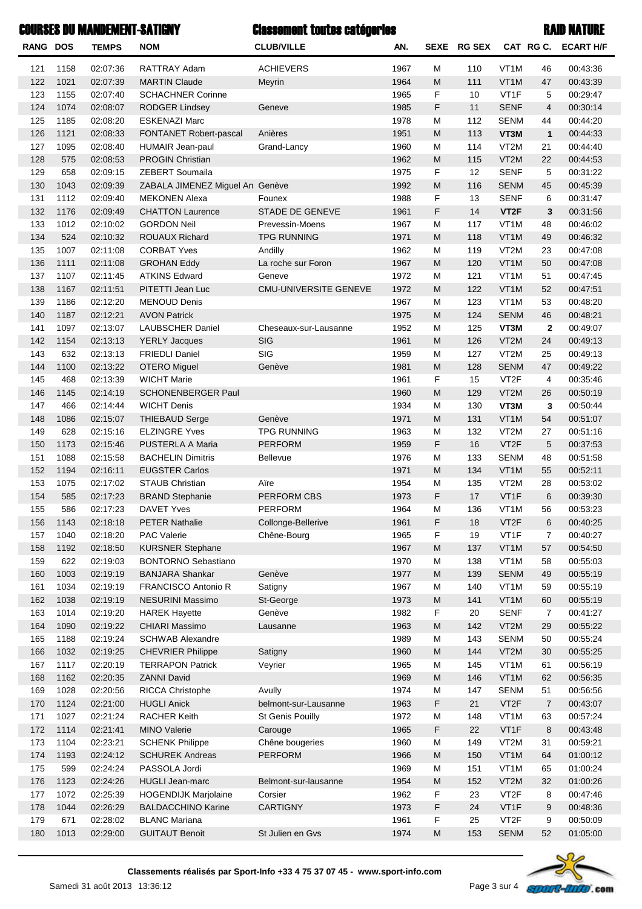# COURSES DU MANDEMENT-SATIGNY

## Classement toutes catégories

## RAID NATURE

| RANG | DOS | TEMPS | NOM | CLUB/VILLE | AN. | SEXE | RG SEX | CAT | RG C. | ECART H/F |
|---|---|---|---|---|---|---|---|---|---|---|
| 121 | 1158 | 02:07:36 | RATTRAY Adam | ACHIEVERS | 1967 | M | 110 | VT1M | 46 | 00:43:36 |
| 122 | 1021 | 02:07:39 | MARTIN Claude | Meyrin | 1964 | M | 111 | VT1M | 47 | 00:43:39 |
| 123 | 1155 | 02:07:40 | SCHACHNER Corinne | | 1965 | F | 10 | VT1F | 5 | 00:29:47 |
| 124 | 1074 | 02:08:07 | RODGER Lindsey | Geneve | 1985 | F | 11 | SENF | 4 | 00:30:14 |
| 125 | 1185 | 02:08:20 | ESKENAZI Marc | | 1978 | M | 112 | SENM | 44 | 00:44:20 |
| 126 | 1121 | 02:08:33 | FONTANET Robert-pascal | Anières | 1951 | M | 113 | **VT3M** | **1** | 00:44:33 |
| 127 | 1095 | 02:08:40 | HUMAIR Jean-paul | Grand-Lancy | 1960 | M | 114 | VT2M | 21 | 00:44:40 |
| 128 | 575 | 02:08:53 | PROGIN Christian | | 1962 | M | 115 | VT2M | 22 | 00:44:53 |
| 129 | 658 | 02:09:15 | ZEBERT Soumaila | | 1975 | F | 12 | SENF | 5 | 00:31:22 |
| 130 | 1043 | 02:09:39 | ZABALA JIMENEZ Miguel An | Genève | 1992 | M | 116 | SENM | 45 | 00:45:39 |
| 131 | 1112 | 02:09:40 | MEKONEN Alexa | Founex | 1988 | F | 13 | SENF | 6 | 00:31:47 |
| 132 | 1176 | 02:09:49 | CHATTON Laurence | STADE DE GENEVE | 1961 | F | 14 | **VT2F** | **3** | 00:31:56 |
| 133 | 1012 | 02:10:02 | GORDON Neil | Prevessin-Moens | 1967 | M | 117 | VT1M | 48 | 00:46:02 |
| 134 | 524 | 02:10:32 | ROUAUX Richard | TPG RUNNING | 1971 | M | 118 | VT1M | 49 | 00:46:32 |
| 135 | 1007 | 02:11:08 | CORBAT Yves | Andilly | 1962 | M | 119 | VT2M | 23 | 00:47:08 |
| 136 | 1111 | 02:11:08 | GROHAN Eddy | La roche sur Foron | 1967 | M | 120 | VT1M | 50 | 00:47:08 |
| 137 | 1107 | 02:11:45 | ATKINS Edward | Geneve | 1972 | M | 121 | VT1M | 51 | 00:47:45 |
| 138 | 1167 | 02:11:51 | PITETTI Jean Luc | CMU-UNIVERSITE GENEVE | 1972 | M | 122 | VT1M | 52 | 00:47:51 |
| 139 | 1186 | 02:12:20 | MENOUD Denis | | 1967 | M | 123 | VT1M | 53 | 00:48:20 |
| 140 | 1187 | 02:12:21 | AVON Patrick | | 1975 | M | 124 | SENM | 46 | 00:48:21 |
| 141 | 1097 | 02:13:07 | LAUBSCHER Daniel | Cheseaux-sur-Lausanne | 1952 | M | 125 | **VT3M** | **2** | 00:49:07 |
| 142 | 1154 | 02:13:13 | YERLY Jacques | SIG | 1961 | M | 126 | VT2M | 24 | 00:49:13 |
| 143 | 632 | 02:13:13 | FRIEDLI Daniel | SIG | 1959 | M | 127 | VT2M | 25 | 00:49:13 |
| 144 | 1100 | 02:13:22 | OTERO Miguel | Genève | 1981 | M | 128 | SENM | 47 | 00:49:22 |
| 145 | 468 | 02:13:39 | WICHT Marie | | 1961 | F | 15 | VT2F | 4 | 00:35:46 |
| 146 | 1145 | 02:14:19 | SCHONENBERGER Paul | | 1960 | M | 129 | VT2M | 26 | 00:50:19 |
| 147 | 466 | 02:14:44 | WICHT Denis | | 1934 | M | 130 | **VT3M** | **3** | 00:50:44 |
| 148 | 1086 | 02:15:07 | THIEBAUD Serge | Genève | 1971 | M | 131 | VT1M | 54 | 00:51:07 |
| 149 | 628 | 02:15:16 | ELZINGRE Yves | TPG RUNNING | 1963 | M | 132 | VT2M | 27 | 00:51:16 |
| 150 | 1173 | 02:15:46 | PUSTERLA A Maria | PERFORM | 1959 | F | 16 | VT2F | 5 | 00:37:53 |
| 151 | 1088 | 02:15:58 | BACHELIN Dimitris | Bellevue | 1976 | M | 133 | SENM | 48 | 00:51:58 |
| 152 | 1194 | 02:16:11 | EUGSTER Carlos | | 1971 | M | 134 | VT1M | 55 | 00:52:11 |
| 153 | 1075 | 02:17:02 | STAUB Christian | Aïre | 1954 | M | 135 | VT2M | 28 | 00:53:02 |
| 154 | 585 | 02:17:23 | BRAND Stephanie | PERFORM CBS | 1973 | F | 17 | VT1F | 6 | 00:39:30 |
| 155 | 586 | 02:17:23 | DAVET Yves | PERFORM | 1964 | M | 136 | VT1M | 56 | 00:53:23 |
| 156 | 1143 | 02:18:18 | PETER Nathalie | Collonge-Bellerive | 1961 | F | 18 | VT2F | 6 | 00:40:25 |
| 157 | 1040 | 02:18:20 | PAC Valerie | Chêne-Bourg | 1965 | F | 19 | VT1F | 7 | 00:40:27 |
| 158 | 1192 | 02:18:50 | KURSNER Stephane | | 1967 | M | 137 | VT1M | 57 | 00:54:50 |
| 159 | 622 | 02:19:03 | BONTORNO Sebastiano | | 1970 | M | 138 | VT1M | 58 | 00:55:03 |
| 160 | 1003 | 02:19:19 | BANJARA Shankar | Genève | 1977 | M | 139 | SENM | 49 | 00:55:19 |
| 161 | 1034 | 02:19:19 | FRANCISCO Antonio R | Satigny | 1967 | M | 140 | VT1M | 59 | 00:55:19 |
| 162 | 1038 | 02:19:19 | NESURINI Massimo | St-George | 1973 | M | 141 | VT1M | 60 | 00:55:19 |
| 163 | 1014 | 02:19:20 | HAREK Hayette | Genève | 1982 | F | 20 | SENF | 7 | 00:41:27 |
| 164 | 1090 | 02:19:22 | CHIARI Massimo | Lausanne | 1963 | M | 142 | VT2M | 29 | 00:55:22 |
| 165 | 1188 | 02:19:24 | SCHWAB Alexandre | | 1989 | M | 143 | SENM | 50 | 00:55:24 |
| 166 | 1032 | 02:19:25 | CHEVRIER Philippe | Satigny | 1960 | M | 144 | VT2M | 30 | 00:55:25 |
| 167 | 1117 | 02:20:19 | TERRAPON Patrick | Veyrier | 1965 | M | 145 | VT1M | 61 | 00:56:19 |
| 168 | 1162 | 02:20:35 | ZANNI David | | 1969 | M | 146 | VT1M | 62 | 00:56:35 |
| 169 | 1028 | 02:20:56 | RICCA Christophe | Avully | 1974 | M | 147 | SENM | 51 | 00:56:56 |
| 170 | 1124 | 02:21:00 | HUGLI Anick | belmont-sur-Lausanne | 1963 | F | 21 | VT2F | 7 | 00:43:07 |
| 171 | 1027 | 02:21:24 | RACHER Keith | St Genis Pouilly | 1972 | M | 148 | VT1M | 63 | 00:57:24 |
| 172 | 1114 | 02:21:41 | MINO Valerie | Carouge | 1965 | F | 22 | VT1F | 8 | 00:43:48 |
| 173 | 1104 | 02:23:21 | SCHENK Philippe | Chêne bougeries | 1960 | M | 149 | VT2M | 31 | 00:59:21 |
| 174 | 1193 | 02:24:12 | SCHUREK Andreas | PERFORM | 1966 | M | 150 | VT1M | 64 | 01:00:12 |
| 175 | 599 | 02:24:24 | PASSOLA Jordi | | 1969 | M | 151 | VT1M | 65 | 01:00:24 |
| 176 | 1123 | 02:24:26 | HUGLI Jean-marc | Belmont-sur-lausanne | 1954 | M | 152 | VT2M | 32 | 01:00:26 |
| 177 | 1072 | 02:25:39 | HOGENDIJK Marjolaine | Corsier | 1962 | F | 23 | VT2F | 8 | 00:47:46 |
| 178 | 1044 | 02:26:29 | BALDACCHINO Karine | CARTIGNY | 1973 | F | 24 | VT1F | 9 | 00:48:36 |
| 179 | 671 | 02:28:02 | BLANC Mariana | | 1961 | F | 25 | VT2F | 9 | 00:50:09 |
| 180 | 1013 | 02:29:00 | GUITAUT Benoit | St Julien en Gvs | 1974 | M | 153 | SENM | 52 | 01:05:00 |

**Classements réalisés par Sport-Info +33 4 75 37 07 45 - www.sport-info.com**

Samedi 31 août 2013 13:36:12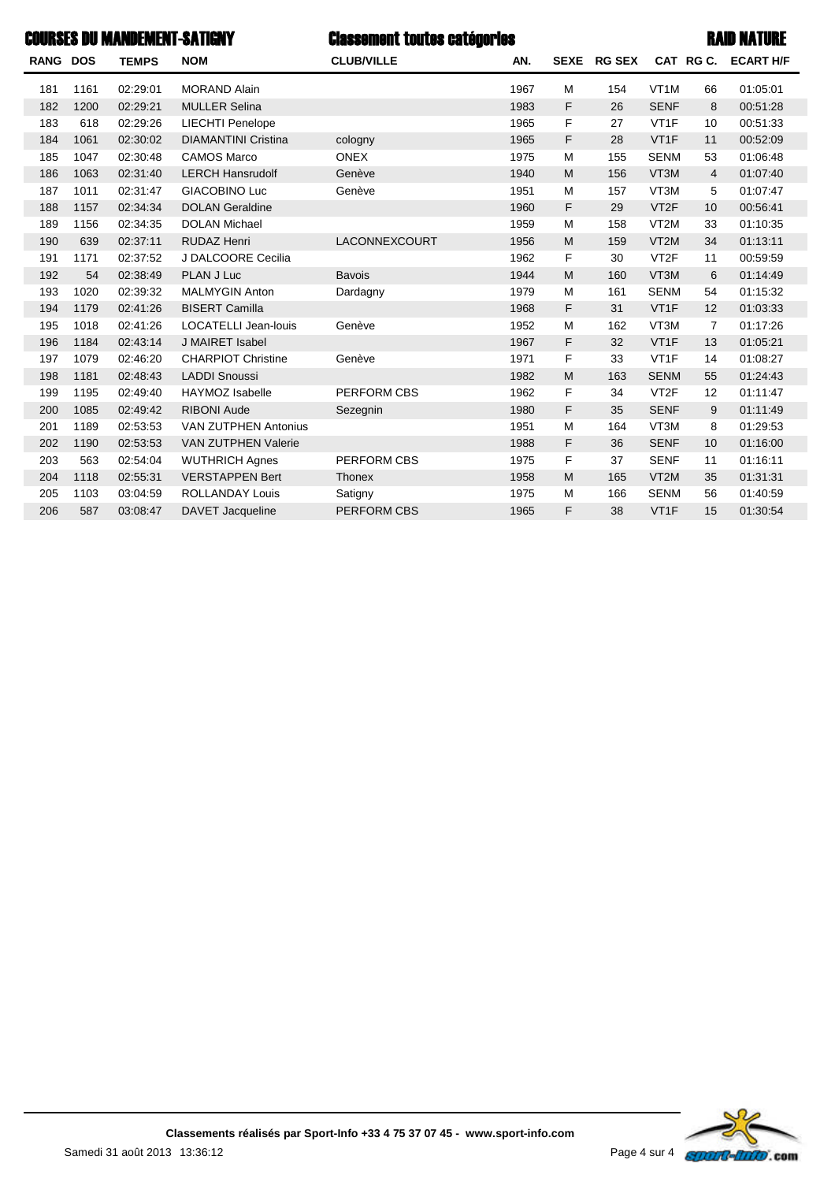**COURSES DU MANDEMENT-SATIGNY** **Classement toutes catégories** **RAID NATURE**

| RANG | DOS | TEMPS | NOM | CLUB/VILLE | AN. | SEXE | RG SEX | CAT | RG C. | ECART H/F |
|---|---|---|---|---|---|---|---|---|---|---|
| 181 | 1161 | 02:29:01 | MORAND Alain | | 1967 | M | 154 | VT1M | 66 | 01:05:01 |
| 182 | 1200 | 02:29:21 | MULLER Selina | | 1983 | F | 26 | SENF | 8 | 00:51:28 |
| 183 | 618 | 02:29:26 | LIECHTI Penelope | | 1965 | F | 27 | VT1F | 10 | 00:51:33 |
| 184 | 1061 | 02:30:02 | DIAMANTINI Cristina | cologny | 1965 | F | 28 | VT1F | 11 | 00:52:09 |
| 185 | 1047 | 02:30:48 | CAMOS Marco | ONEX | 1975 | M | 155 | SENM | 53 | 01:06:48 |
| 186 | 1063 | 02:31:40 | LERCH Hansrudolf | Genève | 1940 | M | 156 | VT3M | 4 | 01:07:40 |
| 187 | 1011 | 02:31:47 | GIACOBINO Luc | Genève | 1951 | M | 157 | VT3M | 5 | 01:07:47 |
| 188 | 1157 | 02:34:34 | DOLAN Geraldine | | 1960 | F | 29 | VT2F | 10 | 00:56:41 |
| 189 | 1156 | 02:34:35 | DOLAN Michael | | 1959 | M | 158 | VT2M | 33 | 01:10:35 |
| 190 | 639 | 02:37:11 | RUDAZ Henri | LACONNEXCOURT | 1956 | M | 159 | VT2M | 34 | 01:13:11 |
| 191 | 1171 | 02:37:52 | J DALCOORE Cecilia | | 1962 | F | 30 | VT2F | 11 | 00:59:59 |
| 192 | 54 | 02:38:49 | PLAN J Luc | Bavois | 1944 | M | 160 | VT3M | 6 | 01:14:49 |
| 193 | 1020 | 02:39:32 | MALMYGIN Anton | Dardagny | 1979 | M | 161 | SENM | 54 | 01:15:32 |
| 194 | 1179 | 02:41:26 | BISERT Camilla | | 1968 | F | 31 | VT1F | 12 | 01:03:33 |
| 195 | 1018 | 02:41:26 | LOCATELLI Jean-louis | Genève | 1952 | M | 162 | VT3M | 7 | 01:17:26 |
| 196 | 1184 | 02:43:14 | J MAIRET Isabel | | 1967 | F | 32 | VT1F | 13 | 01:05:21 |
| 197 | 1079 | 02:46:20 | CHARPIOT Christine | Genève | 1971 | F | 33 | VT1F | 14 | 01:08:27 |
| 198 | 1181 | 02:48:43 | LADDI Snoussi | | 1982 | M | 163 | SENM | 55 | 01:24:43 |
| 199 | 1195 | 02:49:40 | HAYMOZ Isabelle | PERFORM CBS | 1962 | F | 34 | VT2F | 12 | 01:11:47 |
| 200 | 1085 | 02:49:42 | RIBONI Aude | Sezegnin | 1980 | F | 35 | SENF | 9 | 01:11:49 |
| 201 | 1189 | 02:53:53 | VAN ZUTPHEN Antonius | | 1951 | M | 164 | VT3M | 8 | 01:29:53 |
| 202 | 1190 | 02:53:53 | VAN ZUTPHEN Valerie | | 1988 | F | 36 | SENF | 10 | 01:16:00 |
| 203 | 563 | 02:54:04 | WUTHRICH Agnes | PERFORM CBS | 1975 | F | 37 | SENF | 11 | 01:16:11 |
| 204 | 1118 | 02:55:31 | VERSTAPPEN Bert | Thonex | 1958 | M | 165 | VT2M | 35 | 01:31:31 |
| 205 | 1103 | 03:04:59 | ROLLANDAY Louis | Satigny | 1975 | M | 166 | SENM | 56 | 01:40:59 |
| 206 | 587 | 03:08:47 | DAVET Jacqueline | PERFORM CBS | 1965 | F | 38 | VT1F | 15 | 01:30:54 |

**Classements réalisés par Sport-Info +33 4 75 37 07 45 - www.sport-info.com**

Samedi 31 août 2013 13:36:12